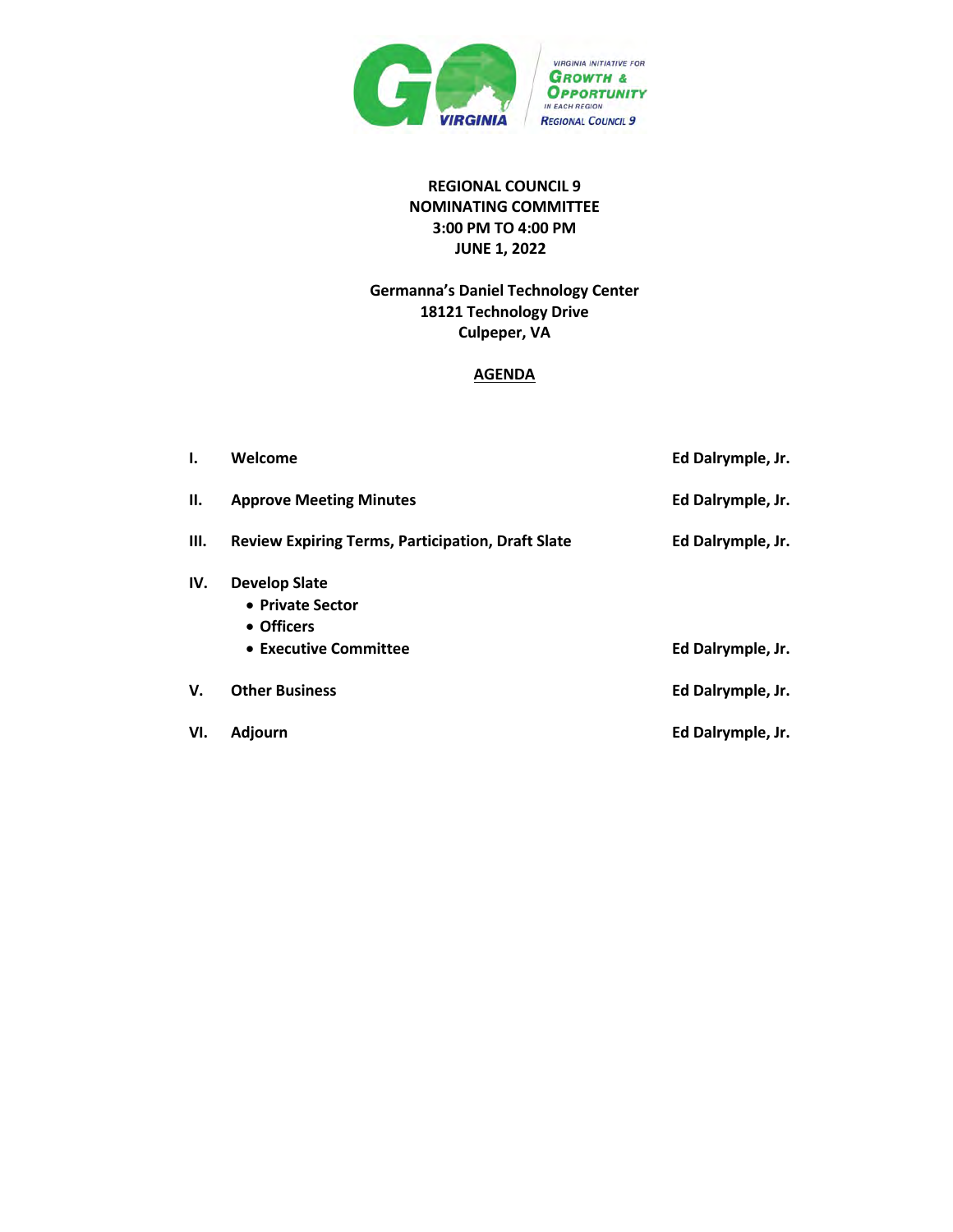**REGIONAL COUNCIL 9**
**NOMINATING COMMITTEE**
**3:00 PM TO 4:00 PM**
**JUNE 1, 2022**

**Germanna's Daniel Technology Center**
**18121 Technology Drive**
**Culpeper, VA**

# AGENDA

| | | |
|---|---|---|
| **I.** | **Welcome** | **Ed Dalrymple, Jr.** |
| **II.** | **Approve Meeting Minutes** | **Ed Dalrymple, Jr.** |
| **III.** | **Review Expiring Terms, Participation, Draft Slate** | **Ed Dalrymple, Jr.** |
| **IV.** | **Develop Slate**<br>• **Private Sector**<br>• **Officers**<br>• **Executive Committee** | **Ed Dalrymple, Jr.** |
| **V.** | **Other Business** | **Ed Dalrymple, Jr.** |
| **VI.** | **Adjourn** | **Ed Dalrymple, Jr.** |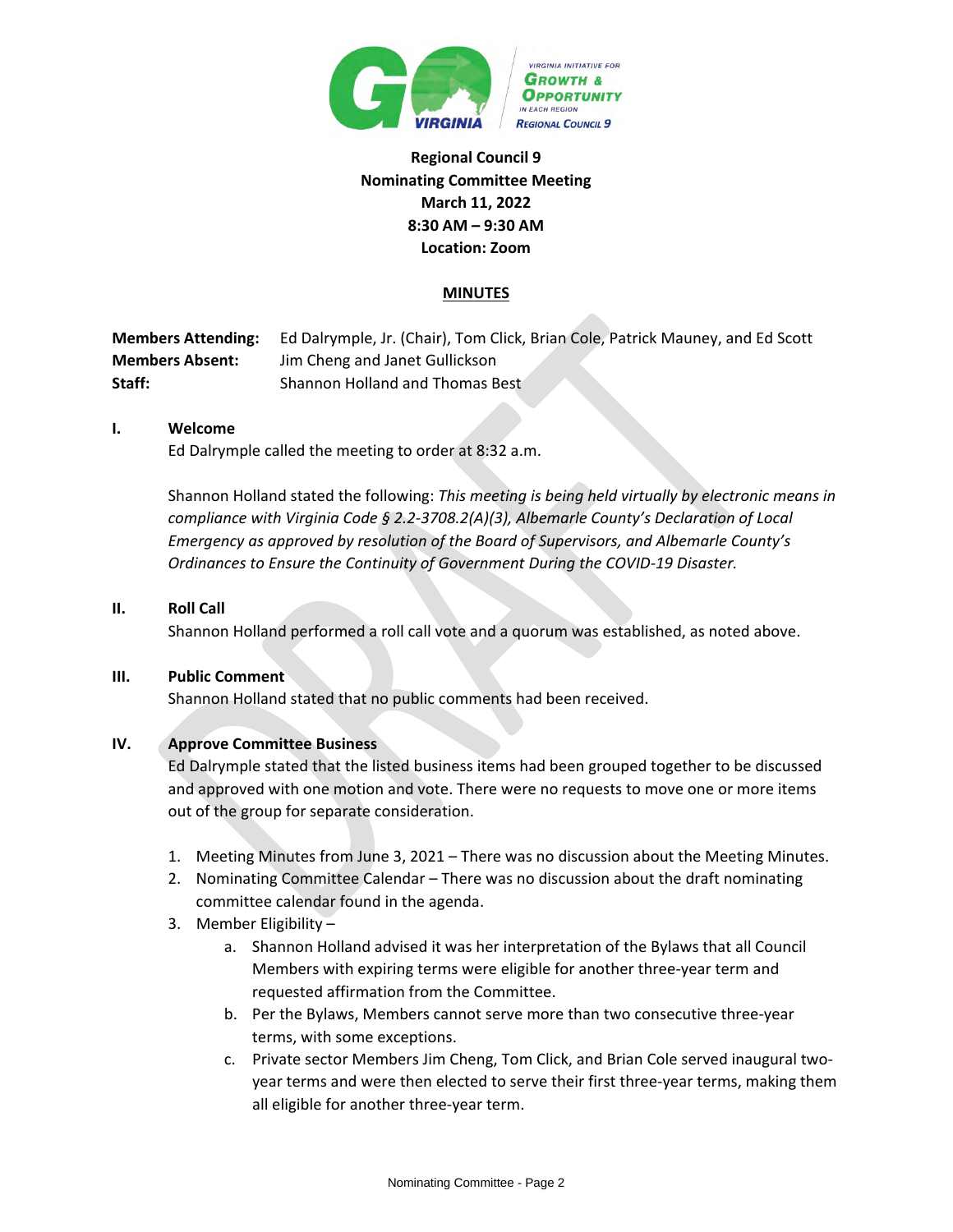**Regional Council 9**
**Nominating Committee Meeting**
**March 11, 2022**
**8:30 AM – 9:30 AM**
**Location: Zoom**

**MINUTES**

**Members Attending:** Ed Dalrymple, Jr. (Chair), Tom Click, Brian Cole, Patrick Mauney, and Ed Scott
**Members Absent:** Jim Cheng and Janet Gullickson
**Staff:** Shannon Holland and Thomas Best

## I. Welcome

Ed Dalrymple called the meeting to order at 8:32 a.m.

Shannon Holland stated the following: *This meeting is being held virtually by electronic means in compliance with Virginia Code § 2.2-3708.2(A)(3), Albemarle County's Declaration of Local Emergency as approved by resolution of the Board of Supervisors, and Albemarle County's Ordinances to Ensure the Continuity of Government During the COVID-19 Disaster.*

## II. Roll Call

Shannon Holland performed a roll call vote and a quorum was established, as noted above.

## III. Public Comment

Shannon Holland stated that no public comments had been received.

## IV. Approve Committee Business

Ed Dalrymple stated that the listed business items had been grouped together to be discussed and approved with one motion and vote. There were no requests to move one or more items out of the group for separate consideration.

1. Meeting Minutes from June 3, 2021 – There was no discussion about the Meeting Minutes.
2. Nominating Committee Calendar – There was no discussion about the draft nominating committee calendar found in the agenda.
3. Member Eligibility –
   a. Shannon Holland advised it was her interpretation of the Bylaws that all Council Members with expiring terms were eligible for another three-year term and requested affirmation from the Committee.
   b. Per the Bylaws, Members cannot serve more than two consecutive three-year terms, with some exceptions.
   c. Private sector Members Jim Cheng, Tom Click, and Brian Cole served inaugural two-year terms and were then elected to serve their first three-year terms, making them all eligible for another three-year term.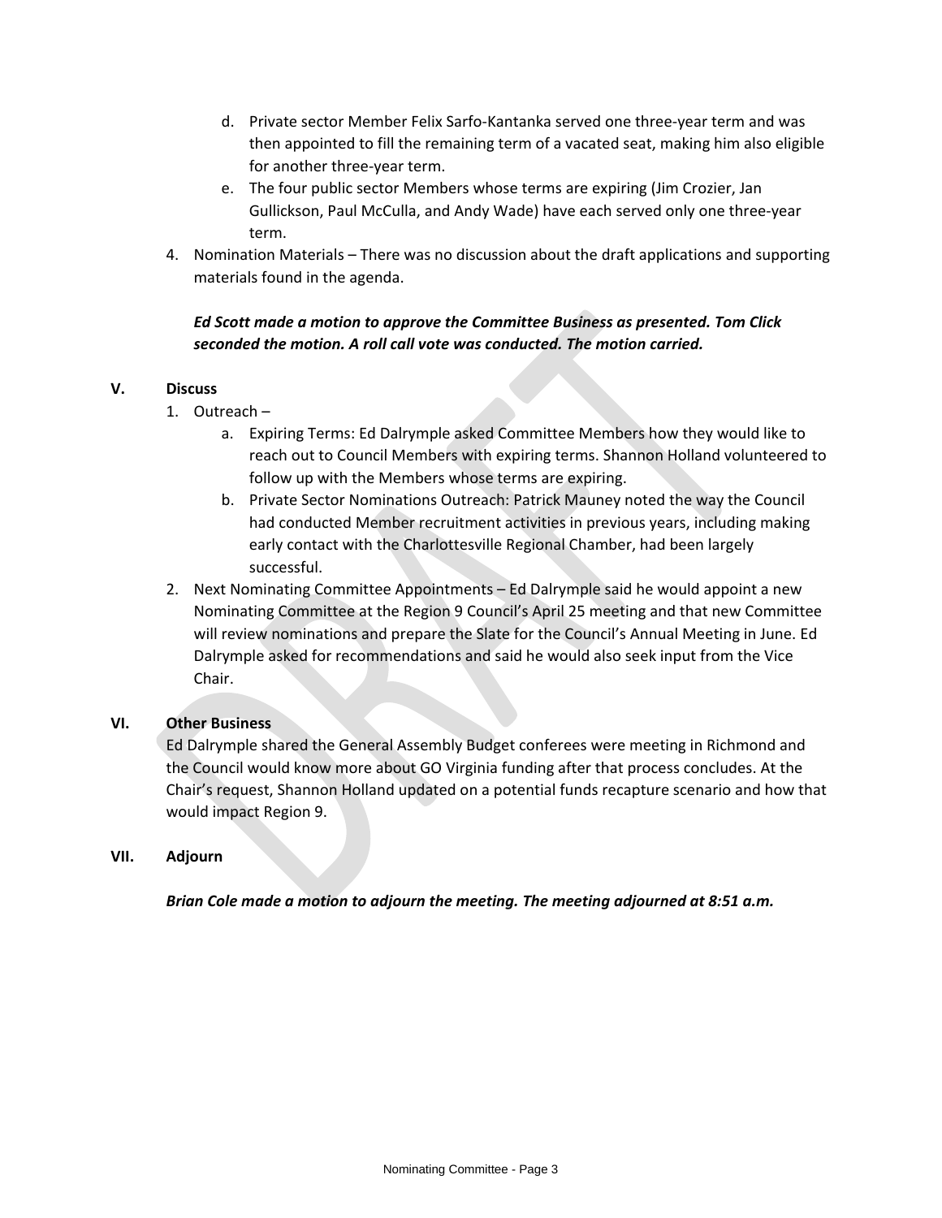d. Private sector Member Felix Sarfo-Kantanka served one three-year term and was then appointed to fill the remaining term of a vacated seat, making him also eligible for another three-year term.
   e. The four public sector Members whose terms are expiring (Jim Crozier, Jan Gullickson, Paul McCulla, and Andy Wade) have each served only one three-year term.
4. Nomination Materials – There was no discussion about the draft applications and supporting materials found in the agenda.

   ***Ed Scott made a motion to approve the Committee Business as presented. Tom Click seconded the motion. A roll call vote was conducted. The motion carried.***

## V. Discuss

1. Outreach –
   a. Expiring Terms: Ed Dalrymple asked Committee Members how they would like to reach out to Council Members with expiring terms. Shannon Holland volunteered to follow up with the Members whose terms are expiring.
   b. Private Sector Nominations Outreach: Patrick Mauney noted the way the Council had conducted Member recruitment activities in previous years, including making early contact with the Charlottesville Regional Chamber, had been largely successful.
2. Next Nominating Committee Appointments – Ed Dalrymple said he would appoint a new Nominating Committee at the Region 9 Council's April 25 meeting and that new Committee will review nominations and prepare the Slate for the Council's Annual Meeting in June. Ed Dalrymple asked for recommendations and said he would also seek input from the Vice Chair.

## VI. Other Business

Ed Dalrymple shared the General Assembly Budget conferees were meeting in Richmond and the Council would know more about GO Virginia funding after that process concludes. At the Chair's request, Shannon Holland updated on a potential funds recapture scenario and how that would impact Region 9.

## VII. Adjourn

***Brian Cole made a motion to adjourn the meeting. The meeting adjourned at 8:51 a.m.***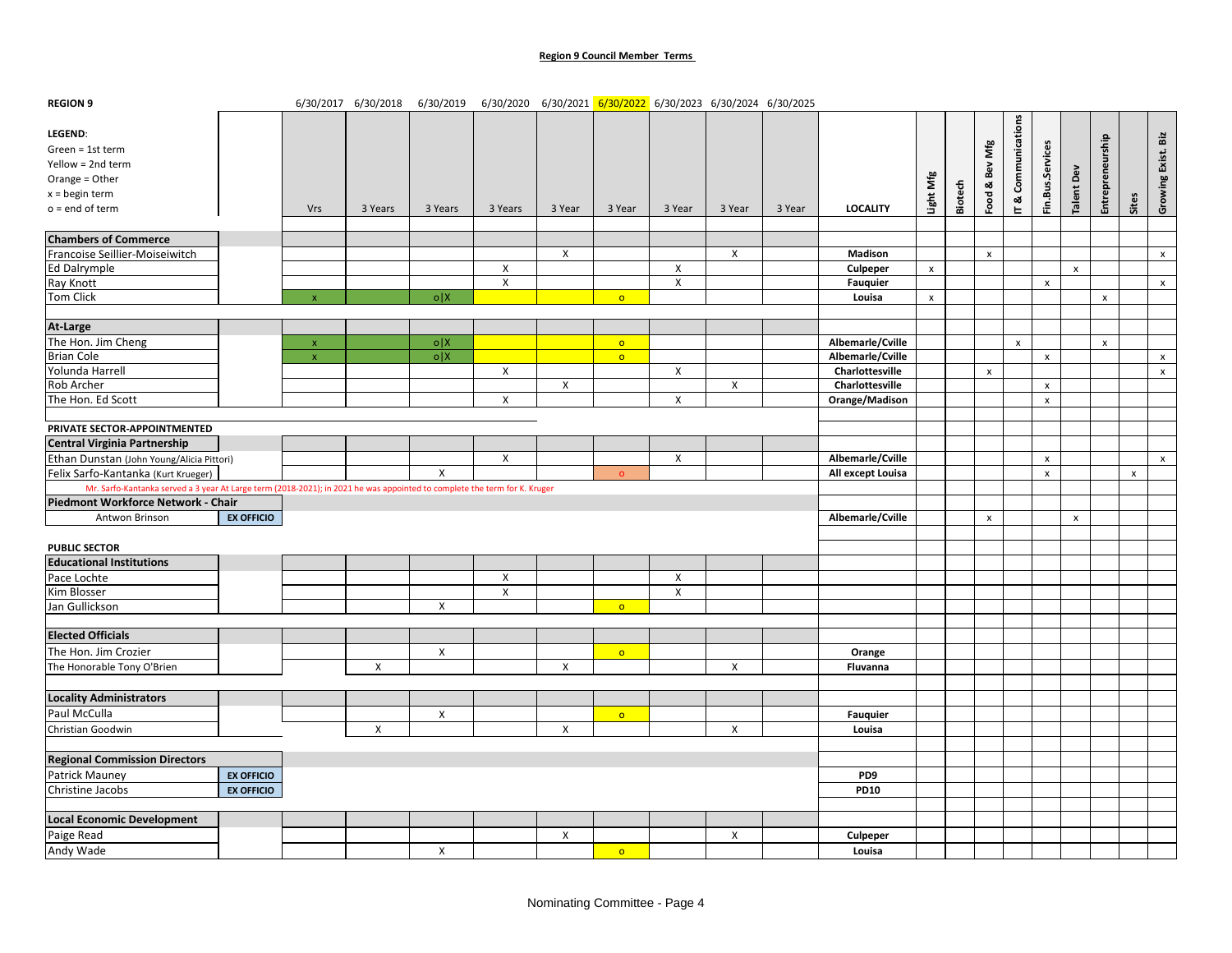**Region 9 Council Member Terms**

| REGION 9 | | 6/30/2017 | 6/30/2018 | 6/30/2019 | 6/30/2020 | 6/30/2021 | 6/30/2022 | 6/30/2023 | 6/30/2024 | 6/30/2025 | | | | | | | | | | |
|---|---|---|---|---|---|---|---|---|---|---|---|---|---|---|---|---|---|---|---|---|
| LEGEND: Green = 1st term; Yellow = 2nd term; Orange = Other; x = begin term; o = end of term | | Vrs | 3 Years | 3 Years | 3 Years | 3 Year | 3 Year | 3 Year | 3 Year | 3 Year | LOCALITY | Light Mfg | Biotech | Food & Bev Mfg | IT & Communications | Fin.Bus.Services | Talent Dev | Entrepreneurship | Sites | Growing Exist. Biz |
| **Chambers of Commerce** | | | | | | | | | | | | | | | | | | | | |
| Francoise Seillier-Moiseiwitch | | | | | | X | | | X | | **Madison** | | | x | | | | | | x |
| Ed Dalrymple | | | | | X | | | X | | | **Culpeper** | x | | | | | x | | | |
| Ray Knott | | | | | X | | | X | | | **Fauquier** | | | | | x | | | | x |
| Tom Click | | x | | o\|X | | | o | | | | **Louisa** | x | | | | | | x | | |
| **At-Large** | | | | | | | | | | | | | | | | | | | | |
| The Hon. Jim Cheng | | x | | o\|X | | | o | | | | **Albemarle/Cville** | | | | x | | | x | | |
| Brian Cole | | x | | o\|X | | | o | | | | **Albemarle/Cville** | | | | | x | | | | x |
| Yolunda Harrell | | | | | X | | | X | | | **Charlottesville** | | | x | | | | | | x |
| Rob Archer | | | | | | X | | | X | | **Charlottesville** | | | | | x | | | | |
| The Hon. Ed Scott | | | | | X | | | X | | | **Orange/Madison** | | | | | x | | | | |
| **PRIVATE SECTOR-APPOINTMENTED** | | | | | | | | | | | | | | | | | | | | |
| **Central Virginia Partnership** | | | | | | | | | | | | | | | | | | | | |
| Ethan Dunstan (John Young/Alicia Pittori) | | | | | X | | | X | | | **Albemarle/Cville** | | | | | x | | | | x |
| Felix Sarfo-Kantanka (Kurt Krueger) | | | | X | | | o | | | | **All except Louisa** | | | | | x | | | x | |
| Mr. Sarfo-Kantanka served a 3 year At Large term (2018-2021); in 2021 he was appointed to complete the term for K. Kruger | | | | | | | | | | | | | | | | | | | | |
| **Piedmont Workforce Network - Chair** | | | | | | | | | | | | | | | | | | | | |
| Antwon Brinson | **EX OFFICIO** | | | | | | | | | | **Albemarle/Cville** | | | x | | | x | | | |
| **PUBLIC SECTOR** | | | | | | | | | | | | | | | | | | | | |
| **Educational Institutions** | | | | | | | | | | | | | | | | | | | | |
| Pace Lochte | | | | | X | | | X | | | | | | | | | | | | |
| Kim Blosser | | | | | X | | | X | | | | | | | | | | | | |
| Jan Gullickson | | | | X | | | o | | | | | | | | | | | | | |
| **Elected Officials** | | | | | | | | | | | | | | | | | | | | |
| The Hon. Jim Crozier | | | | X | | | o | | | | **Orange** | | | | | | | | | |
| The Honorable Tony O'Brien | | | X | | | X | | | X | | **Fluvanna** | | | | | | | | | |
| **Locality Administrators** | | | | | | | | | | | | | | | | | | | | |
| Paul McCulla | | | | X | | | o | | | | **Fauquier** | | | | | | | | | |
| Christian Goodwin | | | X | | | X | | | X | | **Louisa** | | | | | | | | | |
| **Regional Commission Directors** | | | | | | | | | | | | | | | | | | | | |
| Patrick Mauney | **EX OFFICIO** | | | | | | | | | | **PD9** | | | | | | | | | |
| Christine Jacobs | **EX OFFICIO** | | | | | | | | | | **PD10** | | | | | | | | | |
| **Local Economic Development** | | | | | | | | | | | | | | | | | | | | |
| Paige Read | | | | | | X | | | X | | **Culpeper** | | | | | | | | | |
| Andy Wade | | | | X | | | o | | | | **Louisa** | | | | | | | | | |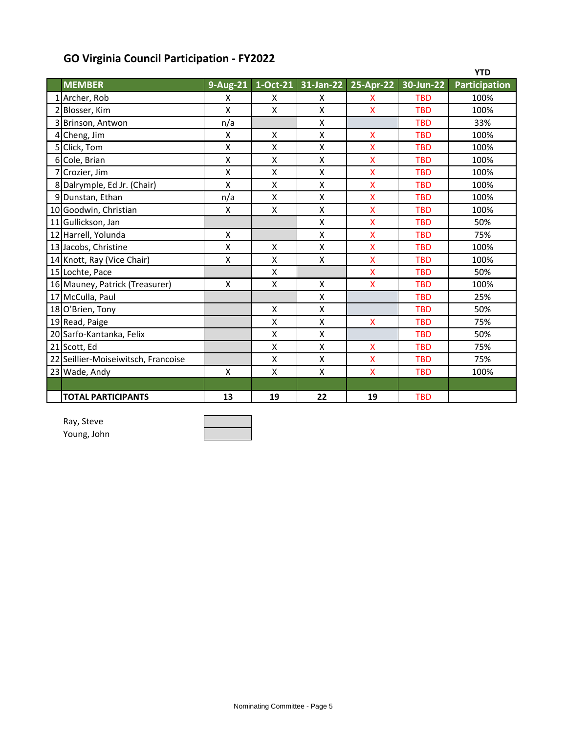## GO Virginia Council Participation - FY2022

| | MEMBER | 9-Aug-21 | 1-Oct-21 | 31-Jan-22 | 25-Apr-22 | 30-Jun-22 | YTD Participation |
|---|---|---|---|---|---|---|---|
| 1 | Archer, Rob | X | X | X | X | TBD | 100% |
| 2 | Blosser, Kim | X | X | X | X | TBD | 100% |
| 3 | Brinson, Antwon | n/a | | X | | TBD | 33% |
| 4 | Cheng, Jim | X | X | X | X | TBD | 100% |
| 5 | Click, Tom | X | X | X | X | TBD | 100% |
| 6 | Cole, Brian | X | X | X | X | TBD | 100% |
| 7 | Crozier, Jim | X | X | X | X | TBD | 100% |
| 8 | Dalrymple, Ed Jr. (Chair) | X | X | X | X | TBD | 100% |
| 9 | Dunstan, Ethan | n/a | X | X | X | TBD | 100% |
| 10 | Goodwin, Christian | X | X | X | X | TBD | 100% |
| 11 | Gullickson, Jan | | | X | X | TBD | 50% |
| 12 | Harrell, Yolunda | X | | X | X | TBD | 75% |
| 13 | Jacobs, Christine | X | X | X | X | TBD | 100% |
| 14 | Knott, Ray (Vice Chair) | X | X | X | X | TBD | 100% |
| 15 | Lochte, Pace | | X | | X | TBD | 50% |
| 16 | Mauney, Patrick (Treasurer) | X | X | X | X | TBD | 100% |
| 17 | McCulla, Paul | | | X | | TBD | 25% |
| 18 | O'Brien, Tony | | X | X | | TBD | 50% |
| 19 | Read, Paige | | X | X | X | TBD | 75% |
| 20 | Sarfo-Kantanka, Felix | | X | X | | TBD | 50% |
| 21 | Scott, Ed | | X | X | X | TBD | 75% |
| 22 | Seillier-Moiseiwitsch, Francoise | | X | X | X | TBD | 75% |
| 23 | Wade, Andy | X | X | X | X | TBD | 100% |
| | | | | | | | |
| | TOTAL PARTICIPANTS | 13 | 19 | 22 | 19 | TBD | |

Ray, Steve

Young, John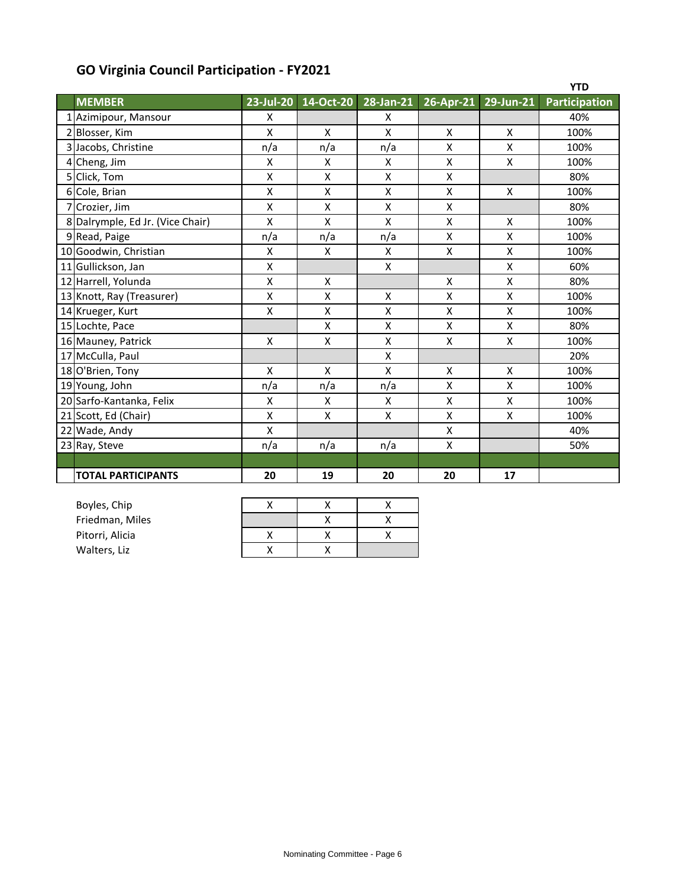# GO Virginia Council Participation - FY2021

| | MEMBER | 23-Jul-20 | 14-Oct-20 | 28-Jan-21 | 26-Apr-21 | 29-Jun-21 | YTD Participation |
|---|---|---|---|---|---|---|---|
| 1 | Azimipour, Mansour | X | | X | | | 40% |
| 2 | Blosser, Kim | X | X | X | X | X | 100% |
| 3 | Jacobs, Christine | n/a | n/a | n/a | X | X | 100% |
| 4 | Cheng, Jim | X | X | X | X | X | 100% |
| 5 | Click, Tom | X | X | X | X | | 80% |
| 6 | Cole, Brian | X | X | X | X | X | 100% |
| 7 | Crozier, Jim | X | X | X | X | | 80% |
| 8 | Dalrymple, Ed Jr. (Vice Chair) | X | X | X | X | X | 100% |
| 9 | Read, Paige | n/a | n/a | n/a | X | X | 100% |
| 10 | Goodwin, Christian | X | X | X | X | X | 100% |
| 11 | Gullickson, Jan | X | | X | | X | 60% |
| 12 | Harrell, Yolunda | X | X | | X | X | 80% |
| 13 | Knott, Ray (Treasurer) | X | X | X | X | X | 100% |
| 14 | Krueger, Kurt | X | X | X | X | X | 100% |
| 15 | Lochte, Pace | | X | X | X | X | 80% |
| 16 | Mauney, Patrick | X | X | X | X | X | 100% |
| 17 | McCulla, Paul | | | X | | | 20% |
| 18 | O'Brien, Tony | X | X | X | X | X | 100% |
| 19 | Young, John | n/a | n/a | n/a | X | X | 100% |
| 20 | Sarfo-Kantanka, Felix | X | X | X | X | X | 100% |
| 21 | Scott, Ed (Chair) | X | X | X | X | X | 100% |
| 22 | Wade, Andy | X | | | X | | 40% |
| 23 | Ray, Steve | n/a | n/a | n/a | X | | 50% |
| | | | | | | | |
| | **TOTAL PARTICIPANTS** | **20** | **19** | **20** | **20** | **17** | |

| | | | |
|---|---|---|---|
| Boyles, Chip | X | X | X |
| Friedman, Miles | | X | X |
| Pitorri, Alicia | X | X | X |
| Walters, Liz | X | X | |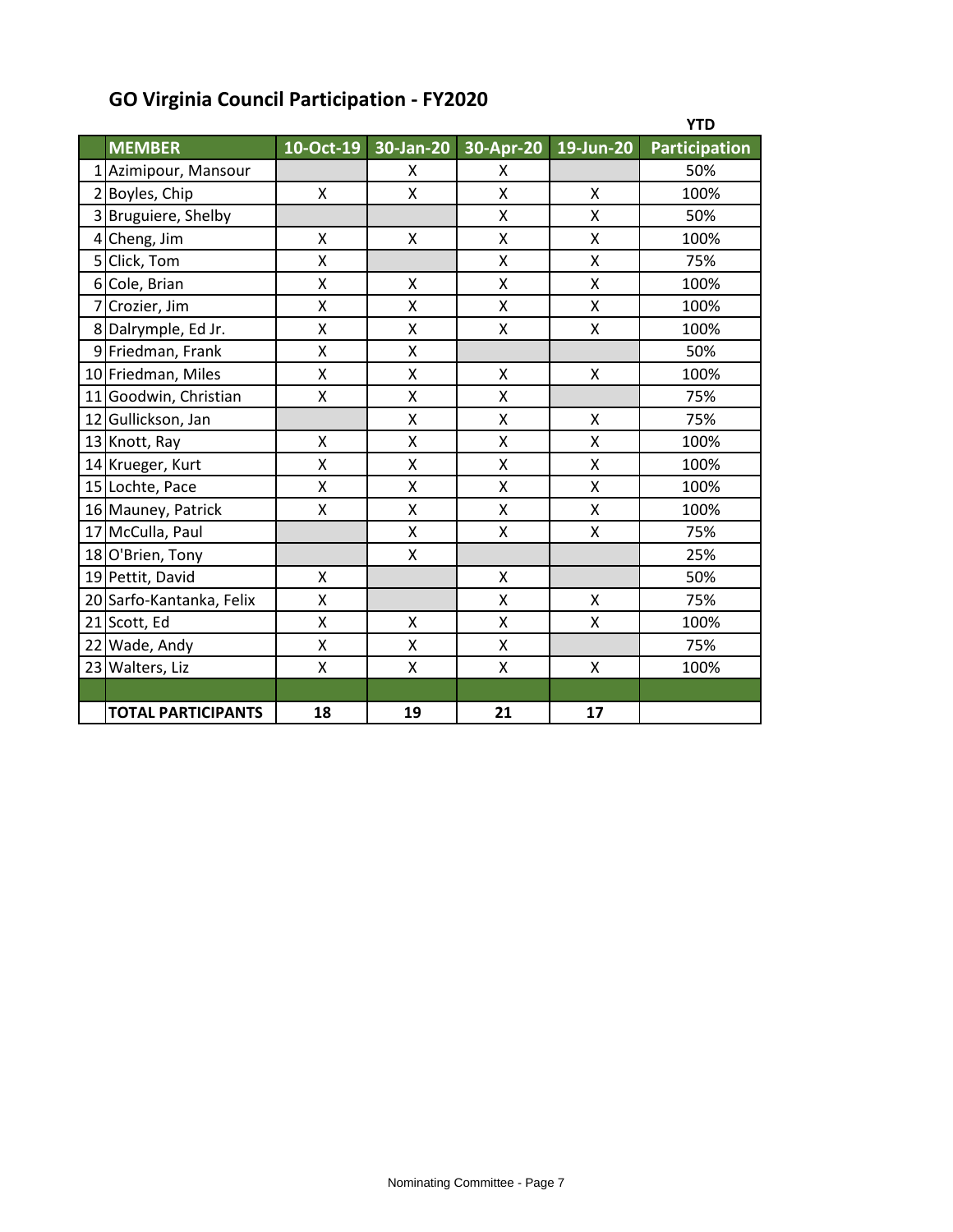## GO Virginia Council Participation - FY2020

|  | MEMBER | 10-Oct-19 | 30-Jan-20 | 30-Apr-20 | 19-Jun-20 | YTD Participation |
|---|---|---|---|---|---|---|
| 1 | Azimipour, Mansour |  | X | X |  | 50% |
| 2 | Boyles, Chip | X | X | X | X | 100% |
| 3 | Bruguiere, Shelby |  |  | X | X | 50% |
| 4 | Cheng, Jim | X | X | X | X | 100% |
| 5 | Click, Tom | X |  | X | X | 75% |
| 6 | Cole, Brian | X | X | X | X | 100% |
| 7 | Crozier, Jim | X | X | X | X | 100% |
| 8 | Dalrymple, Ed Jr. | X | X | X | X | 100% |
| 9 | Friedman, Frank | X | X |  |  | 50% |
| 10 | Friedman, Miles | X | X | X | X | 100% |
| 11 | Goodwin, Christian | X | X | X |  | 75% |
| 12 | Gullickson, Jan |  | X | X | X | 75% |
| 13 | Knott, Ray | X | X | X | X | 100% |
| 14 | Krueger, Kurt | X | X | X | X | 100% |
| 15 | Lochte, Pace | X | X | X | X | 100% |
| 16 | Mauney, Patrick | X | X | X | X | 100% |
| 17 | McCulla, Paul |  | X | X | X | 75% |
| 18 | O'Brien, Tony |  | X |  |  | 25% |
| 19 | Pettit, David | X |  | X |  | 50% |
| 20 | Sarfo-Kantanka, Felix | X |  | X | X | 75% |
| 21 | Scott, Ed | X | X | X | X | 100% |
| 22 | Wade, Andy | X | X | X |  | 75% |
| 23 | Walters, Liz | X | X | X | X | 100% |
|  |  |  |  |  |  |  |
|  | **TOTAL PARTICIPANTS** | **18** | **19** | **21** | **17** |  |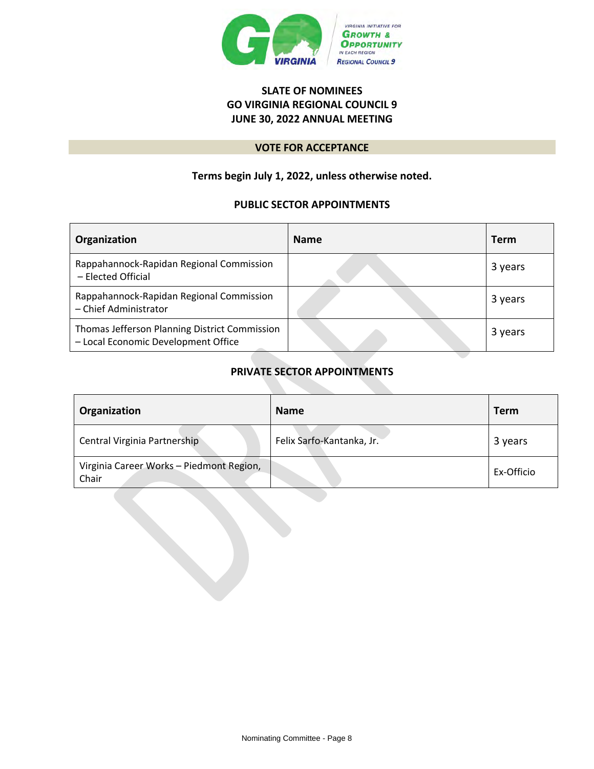# SLATE OF NOMINEES
# GO VIRGINIA REGIONAL COUNCIL 9
# JUNE 30, 2022 ANNUAL MEETING

**VOTE FOR ACCEPTANCE**

**Terms begin July 1, 2022, unless otherwise noted.**

## PUBLIC SECTOR APPOINTMENTS

| Organization | Name | Term |
|---|---|---|
| Rappahannock-Rapidan Regional Commission – Elected Official | | 3 years |
| Rappahannock-Rapidan Regional Commission – Chief Administrator | | 3 years |
| Thomas Jefferson Planning District Commission – Local Economic Development Office | | 3 years |

## PRIVATE SECTOR APPOINTMENTS

| Organization | Name | Term |
|---|---|---|
| Central Virginia Partnership | Felix Sarfo-Kantanka, Jr. | 3 years |
| Virginia Career Works – Piedmont Region, Chair | | Ex-Officio |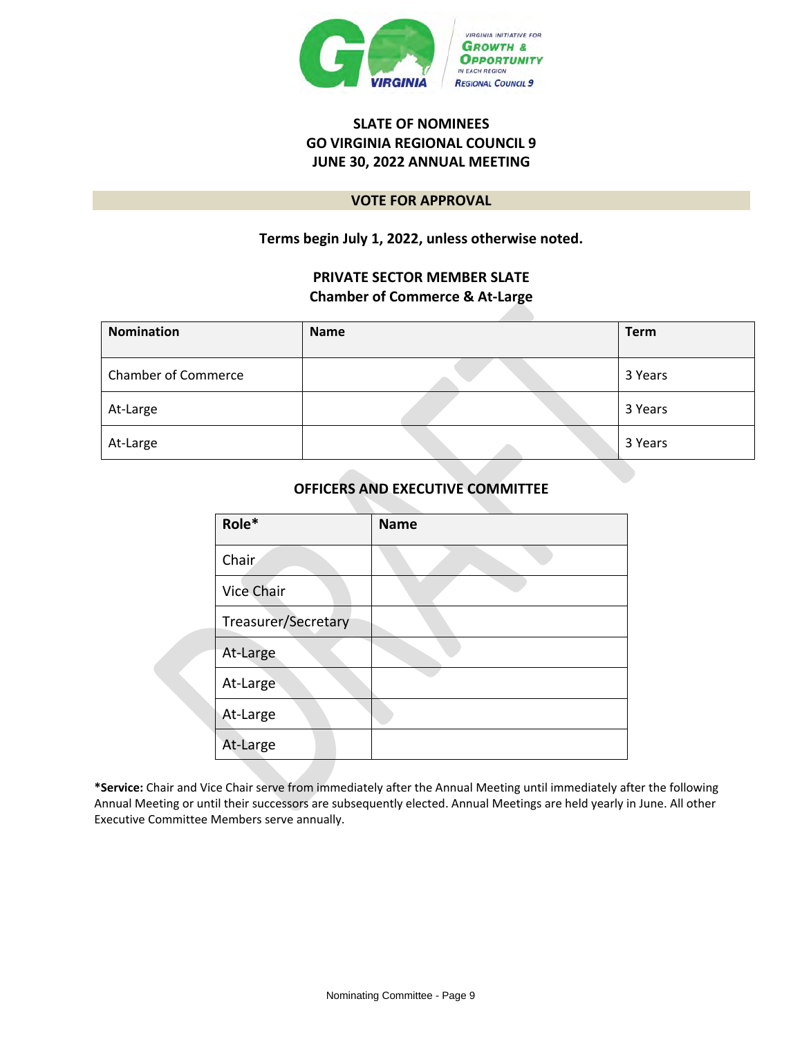## SLATE OF NOMINEES
## GO VIRGINIA REGIONAL COUNCIL 9
## JUNE 30, 2022 ANNUAL MEETING

**VOTE FOR APPROVAL**

**Terms begin July 1, 2022, unless otherwise noted.**

### PRIVATE SECTOR MEMBER SLATE
### Chamber of Commerce & At-Large

| Nomination | Name | Term |
|---|---|---|
| Chamber of Commerce | | 3 Years |
| At-Large | | 3 Years |
| At-Large | | 3 Years |

### OFFICERS AND EXECUTIVE COMMITTEE

| Role* | Name |
|---|---|
| Chair | |
| Vice Chair | |
| Treasurer/Secretary | |
| At-Large | |
| At-Large | |
| At-Large | |
| At-Large | |

***Service:** Chair and Vice Chair serve from immediately after the Annual Meeting until immediately after the following Annual Meeting or until their successors are subsequently elected. Annual Meetings are held yearly in June. All other Executive Committee Members serve annually.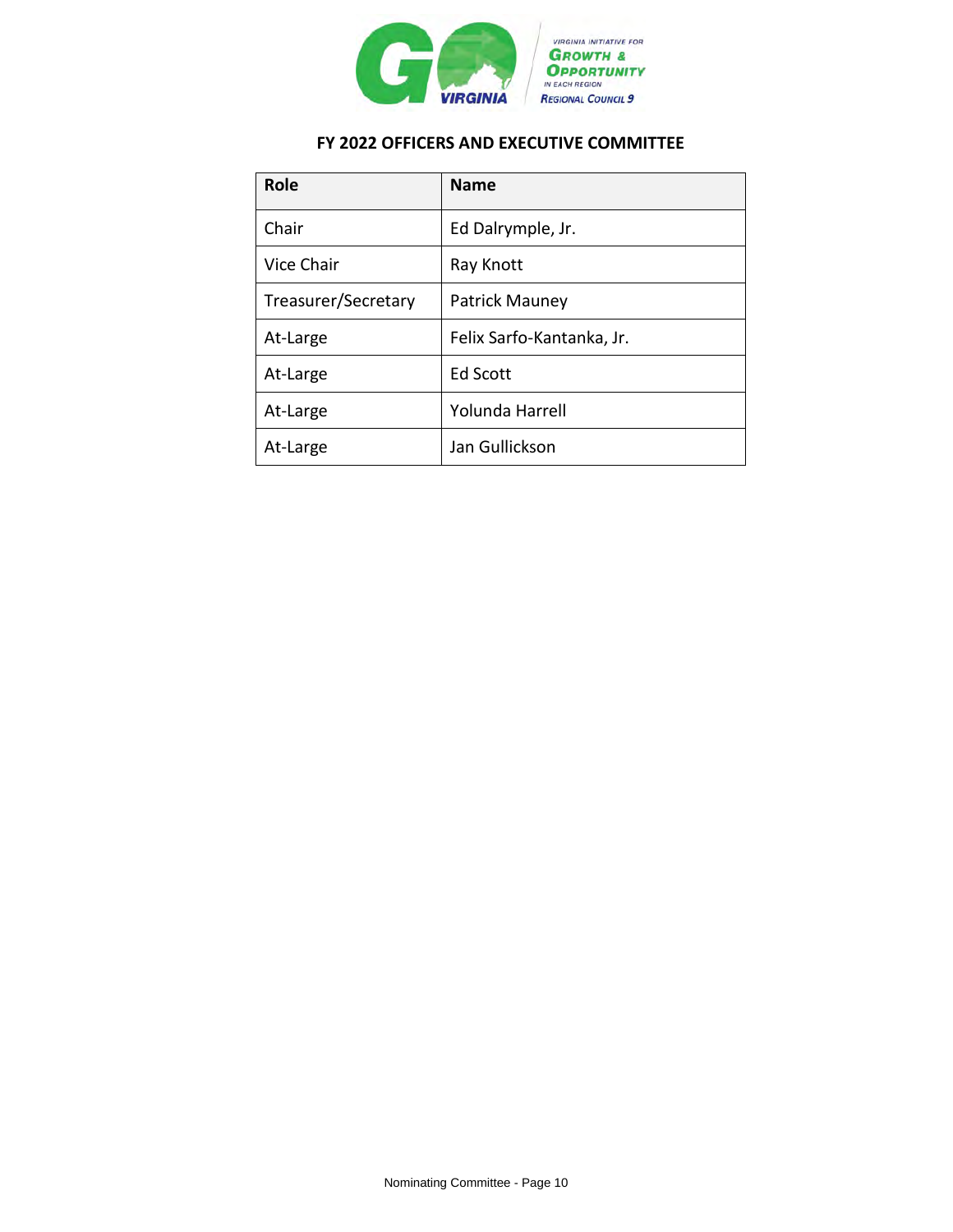## FY 2022 OFFICERS AND EXECUTIVE COMMITTEE

| Role | Name |
|---|---|
| Chair | Ed Dalrymple, Jr. |
| Vice Chair | Ray Knott |
| Treasurer/Secretary | Patrick Mauney |
| At-Large | Felix Sarfo-Kantanka, Jr. |
| At-Large | Ed Scott |
| At-Large | Yolunda Harrell |
| At-Large | Jan Gullickson |